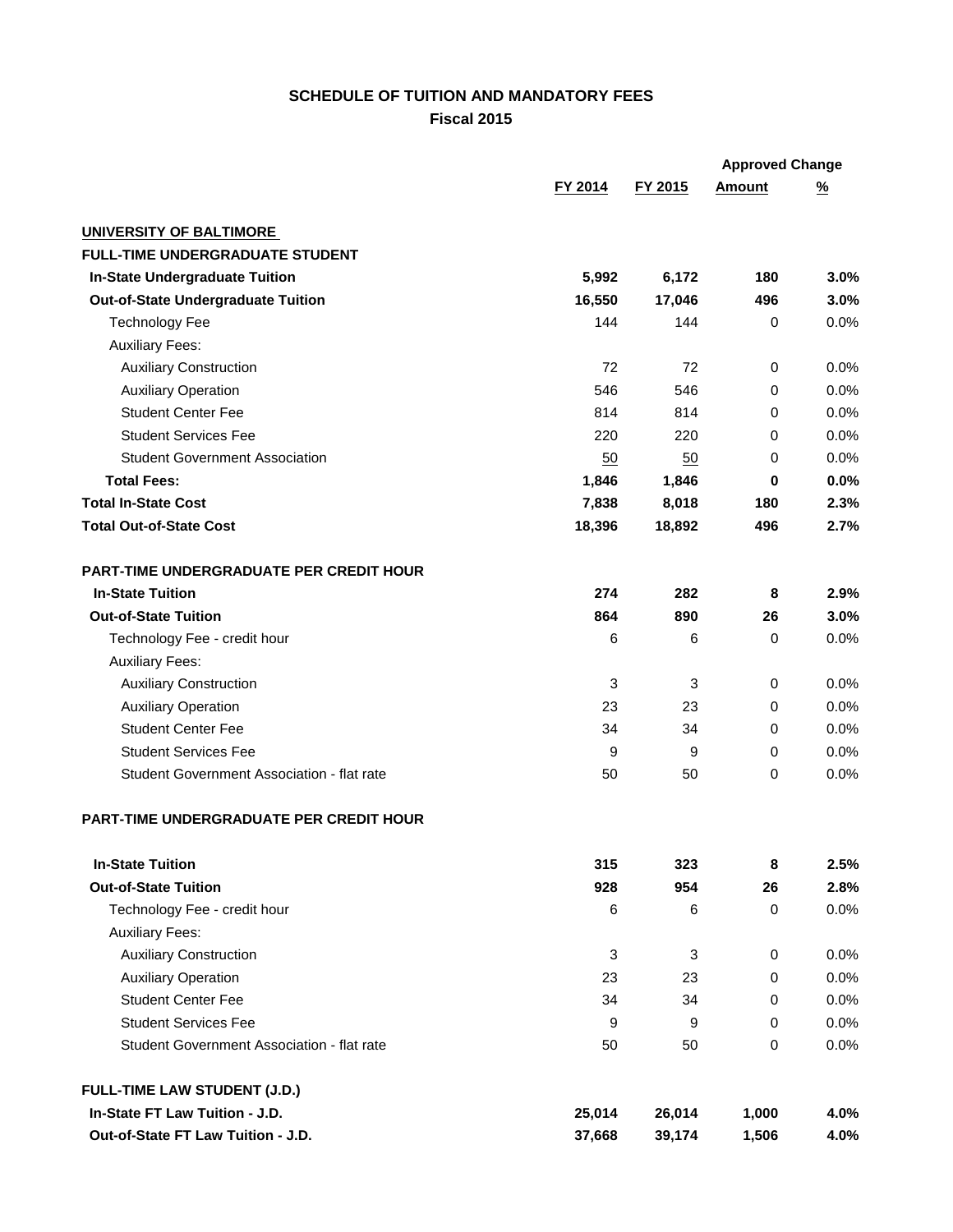## SCHEDULE OF TUITION AND MANDATORY FEES
### Fiscal 2015

| | FY 2014 | FY 2015 | Approved Change Amount | Approved Change % |
|---|---|---|---|---|
| **UNIVERSITY OF BALTIMORE** | | | | |
| **FULL-TIME UNDERGRADUATE STUDENT** | | | | |
| **In-State Undergraduate Tuition** | **5,992** | **6,172** | **180** | **3.0%** |
| **Out-of-State Undergraduate Tuition** | **16,550** | **17,046** | **496** | **3.0%** |
| Technology Fee | 144 | 144 | 0 | 0.0% |
| Auxiliary Fees: | | | | |
| Auxiliary Construction | 72 | 72 | 0 | 0.0% |
| Auxiliary Operation | 546 | 546 | 0 | 0.0% |
| Student Center Fee | 814 | 814 | 0 | 0.0% |
| Student Services Fee | 220 | 220 | 0 | 0.0% |
| Student Government Association | 50 | 50 | 0 | 0.0% |
| **Total Fees:** | **1,846** | **1,846** | **0** | **0.0%** |
| **Total In-State Cost** | **7,838** | **8,018** | **180** | **2.3%** |
| **Total Out-of-State Cost** | **18,396** | **18,892** | **496** | **2.7%** |
| | | | | |
| **PART-TIME UNDERGRADUATE PER CREDIT HOUR** | | | | |
| **In-State Tuition** | **274** | **282** | **8** | **2.9%** |
| **Out-of-State Tuition** | **864** | **890** | **26** | **3.0%** |
| Technology Fee - credit hour | 6 | 6 | 0 | 0.0% |
| Auxiliary Fees: | | | | |
| Auxiliary Construction | 3 | 3 | 0 | 0.0% |
| Auxiliary Operation | 23 | 23 | 0 | 0.0% |
| Student Center Fee | 34 | 34 | 0 | 0.0% |
| Student Services Fee | 9 | 9 | 0 | 0.0% |
| Student Government Association - flat rate | 50 | 50 | 0 | 0.0% |
| | | | | |
| **PART-TIME UNDERGRADUATE PER CREDIT HOUR** | | | | |
| **In-State Tuition** | **315** | **323** | **8** | **2.5%** |
| **Out-of-State Tuition** | **928** | **954** | **26** | **2.8%** |
| Technology Fee - credit hour | 6 | 6 | 0 | 0.0% |
| Auxiliary Fees: | | | | |
| Auxiliary Construction | 3 | 3 | 0 | 0.0% |
| Auxiliary Operation | 23 | 23 | 0 | 0.0% |
| Student Center Fee | 34 | 34 | 0 | 0.0% |
| Student Services Fee | 9 | 9 | 0 | 0.0% |
| Student Government Association - flat rate | 50 | 50 | 0 | 0.0% |
| | | | | |
| **FULL-TIME LAW STUDENT (J.D.)** | | | | |
| **In-State FT Law Tuition - J.D.** | **25,014** | **26,014** | **1,000** | **4.0%** |
| **Out-of-State FT Law Tuition - J.D.** | **37,668** | **39,174** | **1,506** | **4.0%** |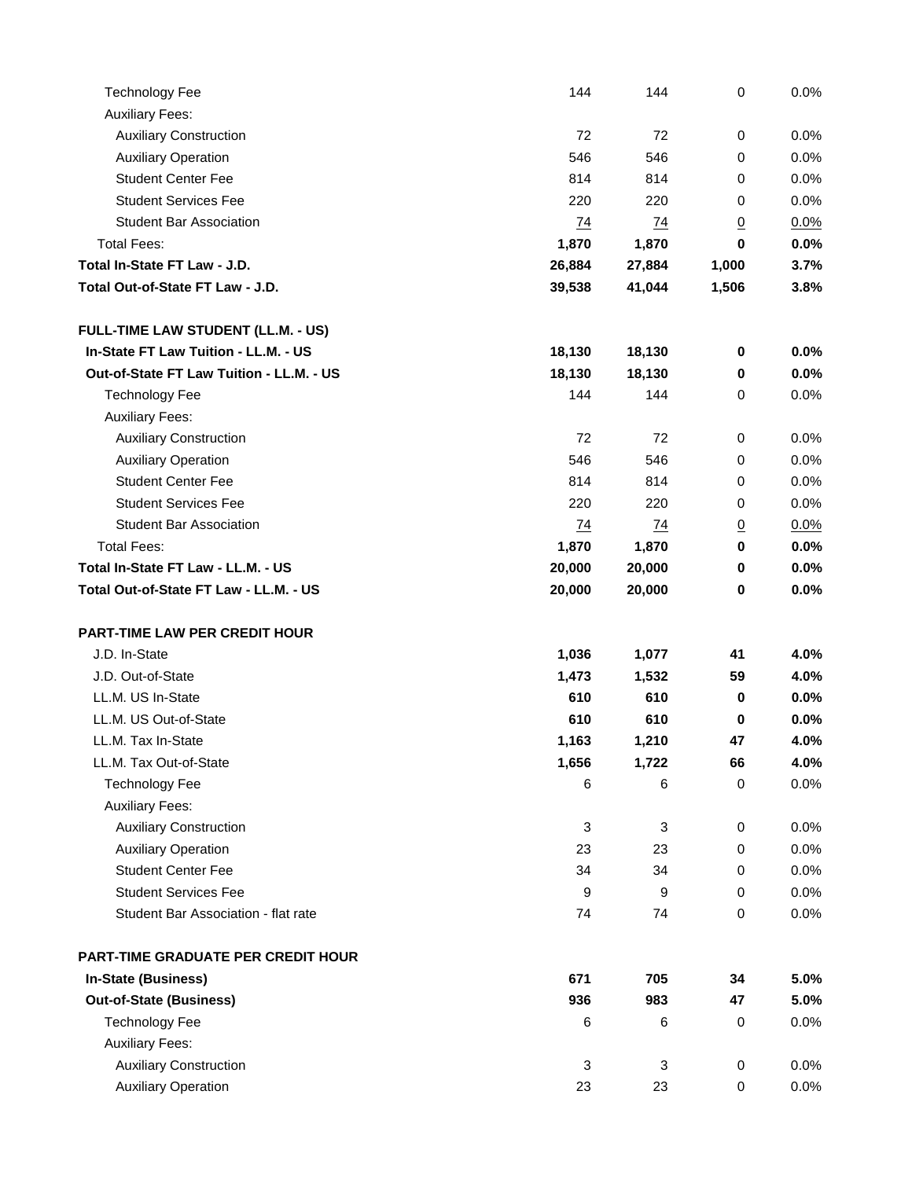| | | | | |
|---|---|---|---|---|
| Technology Fee | 144 | 144 | 0 | 0.0% |
| Auxiliary Fees: | | | | |
| Auxiliary Construction | 72 | 72 | 0 | 0.0% |
| Auxiliary Operation | 546 | 546 | 0 | 0.0% |
| Student Center Fee | 814 | 814 | 0 | 0.0% |
| Student Services Fee | 220 | 220 | 0 | 0.0% |
| Student Bar Association | 74 | 74 | 0 | 0.0% |
| Total Fees: | **1,870** | **1,870** | **0** | **0.0%** |
| **Total In-State FT Law - J.D.** | **26,884** | **27,884** | **1,000** | **3.7%** |
| **Total Out-of-State FT Law - J.D.** | **39,538** | **41,044** | **1,506** | **3.8%** |
| | | | | |
| **FULL-TIME LAW STUDENT (LL.M. - US)** | | | | |
| **In-State FT Law Tuition - LL.M. - US** | **18,130** | **18,130** | **0** | **0.0%** |
| **Out-of-State FT Law Tuition - LL.M. - US** | **18,130** | **18,130** | **0** | **0.0%** |
| Technology Fee | 144 | 144 | 0 | 0.0% |
| Auxiliary Fees: | | | | |
| Auxiliary Construction | 72 | 72 | 0 | 0.0% |
| Auxiliary Operation | 546 | 546 | 0 | 0.0% |
| Student Center Fee | 814 | 814 | 0 | 0.0% |
| Student Services Fee | 220 | 220 | 0 | 0.0% |
| Student Bar Association | 74 | 74 | 0 | 0.0% |
| Total Fees: | **1,870** | **1,870** | **0** | **0.0%** |
| **Total In-State FT Law - LL.M. - US** | **20,000** | **20,000** | **0** | **0.0%** |
| **Total Out-of-State FT Law - LL.M. - US** | **20,000** | **20,000** | **0** | **0.0%** |
| | | | | |
| **PART-TIME LAW PER CREDIT HOUR** | | | | |
| J.D. In-State | **1,036** | **1,077** | **41** | **4.0%** |
| J.D. Out-of-State | **1,473** | **1,532** | **59** | **4.0%** |
| LL.M. US In-State | **610** | **610** | **0** | **0.0%** |
| LL.M. US Out-of-State | **610** | **610** | **0** | **0.0%** |
| LL.M. Tax In-State | **1,163** | **1,210** | **47** | **4.0%** |
| LL.M. Tax Out-of-State | **1,656** | **1,722** | **66** | **4.0%** |
| Technology Fee | 6 | 6 | 0 | 0.0% |
| Auxiliary Fees: | | | | |
| Auxiliary Construction | 3 | 3 | 0 | 0.0% |
| Auxiliary Operation | 23 | 23 | 0 | 0.0% |
| Student Center Fee | 34 | 34 | 0 | 0.0% |
| Student Services Fee | 9 | 9 | 0 | 0.0% |
| Student Bar Association - flat rate | 74 | 74 | 0 | 0.0% |
| | | | | |
| **PART-TIME GRADUATE PER CREDIT HOUR** | | | | |
| **In-State (Business)** | **671** | **705** | **34** | **5.0%** |
| **Out-of-State (Business)** | **936** | **983** | **47** | **5.0%** |
| Technology Fee | 6 | 6 | 0 | 0.0% |
| Auxiliary Fees: | | | | |
| Auxiliary Construction | 3 | 3 | 0 | 0.0% |
| Auxiliary Operation | 23 | 23 | 0 | 0.0% |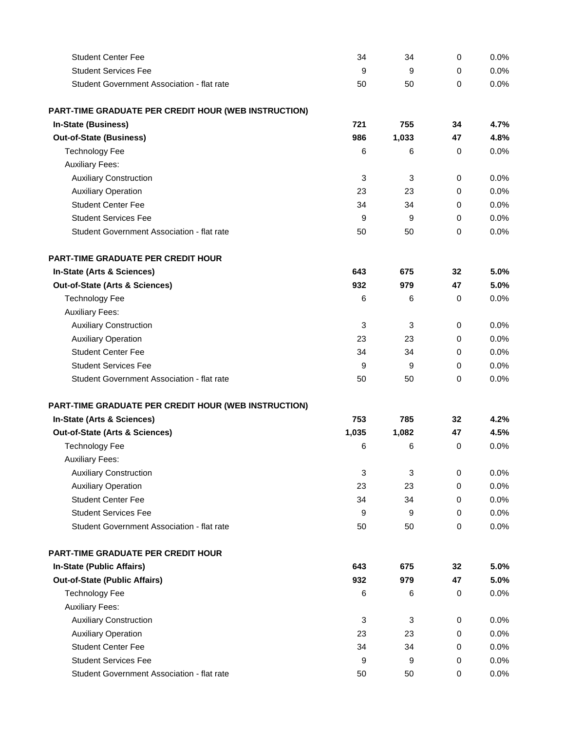| | | | | |
|---|---|---|---|---|
| Student Center Fee | 34 | 34 | 0 | 0.0% |
| Student Services Fee | 9 | 9 | 0 | 0.0% |
| Student Government Association - flat rate | 50 | 50 | 0 | 0.0% |
| | | | | |
| **PART-TIME GRADUATE PER CREDIT HOUR (WEB INSTRUCTION)** | | | | |
| **In-State (Business)** | **721** | **755** | **34** | **4.7%** |
| **Out-of-State (Business)** | **986** | **1,033** | **47** | **4.8%** |
| Technology Fee | 6 | 6 | 0 | 0.0% |
| Auxiliary Fees: | | | | |
| Auxiliary Construction | 3 | 3 | 0 | 0.0% |
| Auxiliary Operation | 23 | 23 | 0 | 0.0% |
| Student Center Fee | 34 | 34 | 0 | 0.0% |
| Student Services Fee | 9 | 9 | 0 | 0.0% |
| Student Government Association - flat rate | 50 | 50 | 0 | 0.0% |
| | | | | |
| **PART-TIME GRADUATE PER CREDIT HOUR** | | | | |
| **In-State (Arts & Sciences)** | **643** | **675** | **32** | **5.0%** |
| **Out-of-State (Arts & Sciences)** | **932** | **979** | **47** | **5.0%** |
| Technology Fee | 6 | 6 | 0 | 0.0% |
| Auxiliary Fees: | | | | |
| Auxiliary Construction | 3 | 3 | 0 | 0.0% |
| Auxiliary Operation | 23 | 23 | 0 | 0.0% |
| Student Center Fee | 34 | 34 | 0 | 0.0% |
| Student Services Fee | 9 | 9 | 0 | 0.0% |
| Student Government Association - flat rate | 50 | 50 | 0 | 0.0% |
| | | | | |
| **PART-TIME GRADUATE PER CREDIT HOUR (WEB INSTRUCTION)** | | | | |
| **In-State (Arts & Sciences)** | **753** | **785** | **32** | **4.2%** |
| **Out-of-State (Arts & Sciences)** | **1,035** | **1,082** | **47** | **4.5%** |
| Technology Fee | 6 | 6 | 0 | 0.0% |
| Auxiliary Fees: | | | | |
| Auxiliary Construction | 3 | 3 | 0 | 0.0% |
| Auxiliary Operation | 23 | 23 | 0 | 0.0% |
| Student Center Fee | 34 | 34 | 0 | 0.0% |
| Student Services Fee | 9 | 9 | 0 | 0.0% |
| Student Government Association - flat rate | 50 | 50 | 0 | 0.0% |
| | | | | |
| **PART-TIME GRADUATE PER CREDIT HOUR** | | | | |
| **In-State (Public Affairs)** | **643** | **675** | **32** | **5.0%** |
| **Out-of-State (Public Affairs)** | **932** | **979** | **47** | **5.0%** |
| Technology Fee | 6 | 6 | 0 | 0.0% |
| Auxiliary Fees: | | | | |
| Auxiliary Construction | 3 | 3 | 0 | 0.0% |
| Auxiliary Operation | 23 | 23 | 0 | 0.0% |
| Student Center Fee | 34 | 34 | 0 | 0.0% |
| Student Services Fee | 9 | 9 | 0 | 0.0% |
| Student Government Association - flat rate | 50 | 50 | 0 | 0.0% |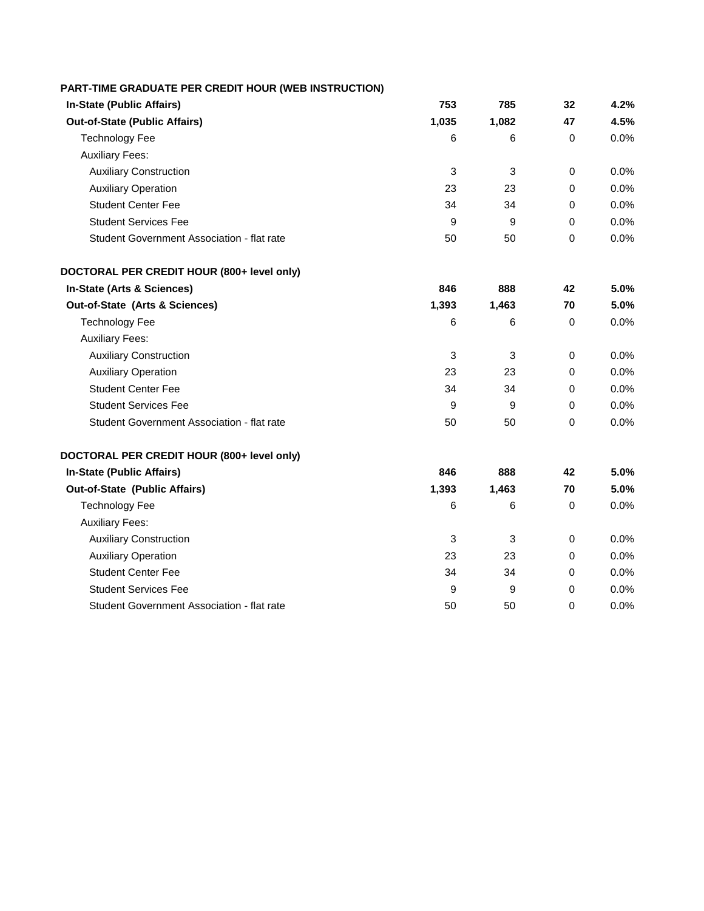| | | | | |
|---|---|---|---|---|
| **PART-TIME GRADUATE PER CREDIT HOUR (WEB INSTRUCTION)** | | | | |
| **In-State (Public Affairs)** | **753** | **785** | **32** | **4.2%** |
| **Out-of-State (Public Affairs)** | **1,035** | **1,082** | **47** | **4.5%** |
| Technology Fee | 6 | 6 | 0 | 0.0% |
| Auxiliary Fees: | | | | |
| Auxiliary Construction | 3 | 3 | 0 | 0.0% |
| Auxiliary Operation | 23 | 23 | 0 | 0.0% |
| Student Center Fee | 34 | 34 | 0 | 0.0% |
| Student Services Fee | 9 | 9 | 0 | 0.0% |
| Student Government Association - flat rate | 50 | 50 | 0 | 0.0% |
| | | | | |
| **DOCTORAL PER CREDIT HOUR (800+ level only)** | | | | |
| **In-State (Arts & Sciences)** | **846** | **888** | **42** | **5.0%** |
| **Out-of-State (Arts & Sciences)** | **1,393** | **1,463** | **70** | **5.0%** |
| Technology Fee | 6 | 6 | 0 | 0.0% |
| Auxiliary Fees: | | | | |
| Auxiliary Construction | 3 | 3 | 0 | 0.0% |
| Auxiliary Operation | 23 | 23 | 0 | 0.0% |
| Student Center Fee | 34 | 34 | 0 | 0.0% |
| Student Services Fee | 9 | 9 | 0 | 0.0% |
| Student Government Association - flat rate | 50 | 50 | 0 | 0.0% |
| | | | | |
| **DOCTORAL PER CREDIT HOUR (800+ level only)** | | | | |
| **In-State (Public Affairs)** | **846** | **888** | **42** | **5.0%** |
| **Out-of-State (Public Affairs)** | **1,393** | **1,463** | **70** | **5.0%** |
| Technology Fee | 6 | 6 | 0 | 0.0% |
| Auxiliary Fees: | | | | |
| Auxiliary Construction | 3 | 3 | 0 | 0.0% |
| Auxiliary Operation | 23 | 23 | 0 | 0.0% |
| Student Center Fee | 34 | 34 | 0 | 0.0% |
| Student Services Fee | 9 | 9 | 0 | 0.0% |
| Student Government Association - flat rate | 50 | 50 | 0 | 0.0% |